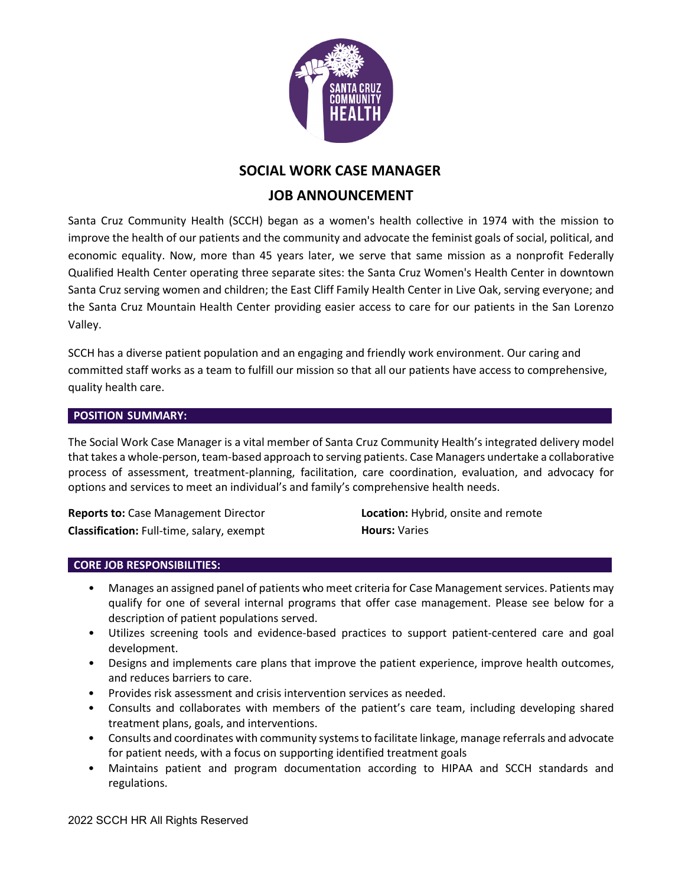# SOCIAL WORK CASE MANAGER

## JOB ANNOUNCEMENT

Santa Cruz Community Health (SCCH) began as a women's health collective in 1974 with the mission to improve the health of our patients and the community and advocate the feminist goals of social, political, and economic equality. Now, more than 45 years later, we serve that same mission as a nonprofit Federally Qualified Health Center operating three separate sites: the Santa Cruz Women's Health Center in downtown Santa Cruz serving women and children; the East Cliff Family Health Center in Live Oak, serving everyone; and the Santa Cruz Mountain Health Center providing easier access to care for our patients in the San Lorenzo Valley.

SCCH has a diverse patient population and an engaging and friendly work environment. Our caring and committed staff works as a team to fulfill our mission so that all our patients have access to comprehensive, quality health care.

### POSITION SUMMARY:

The Social Work Case Manager is a vital member of Santa Cruz Community Health's integrated delivery model that takes a whole-person, team-based approach to serving patients. Case Managers undertake a collaborative process of assessment, treatment-planning, facilitation, care coordination, evaluation, and advocacy for options and services to meet an individual's and family's comprehensive health needs.

**Reports to:** Case Management Director
**Classification:** Full-time, salary, exempt
**Location:** Hybrid, onsite and remote
**Hours:** Varies

### CORE JOB RESPONSIBILITIES:

- Manages an assigned panel of patients who meet criteria for Case Management services. Patients may qualify for one of several internal programs that offer case management. Please see below for a description of patient populations served.
- Utilizes screening tools and evidence-based practices to support patient-centered care and goal development.
- Designs and implements care plans that improve the patient experience, improve health outcomes, and reduces barriers to care.
- Provides risk assessment and crisis intervention services as needed.
- Consults and collaborates with members of the patient's care team, including developing shared treatment plans, goals, and interventions.
- Consults and coordinates with community systems to facilitate linkage, manage referrals and advocate for patient needs, with a focus on supporting identified treatment goals
- Maintains patient and program documentation according to HIPAA and SCCH standards and regulations.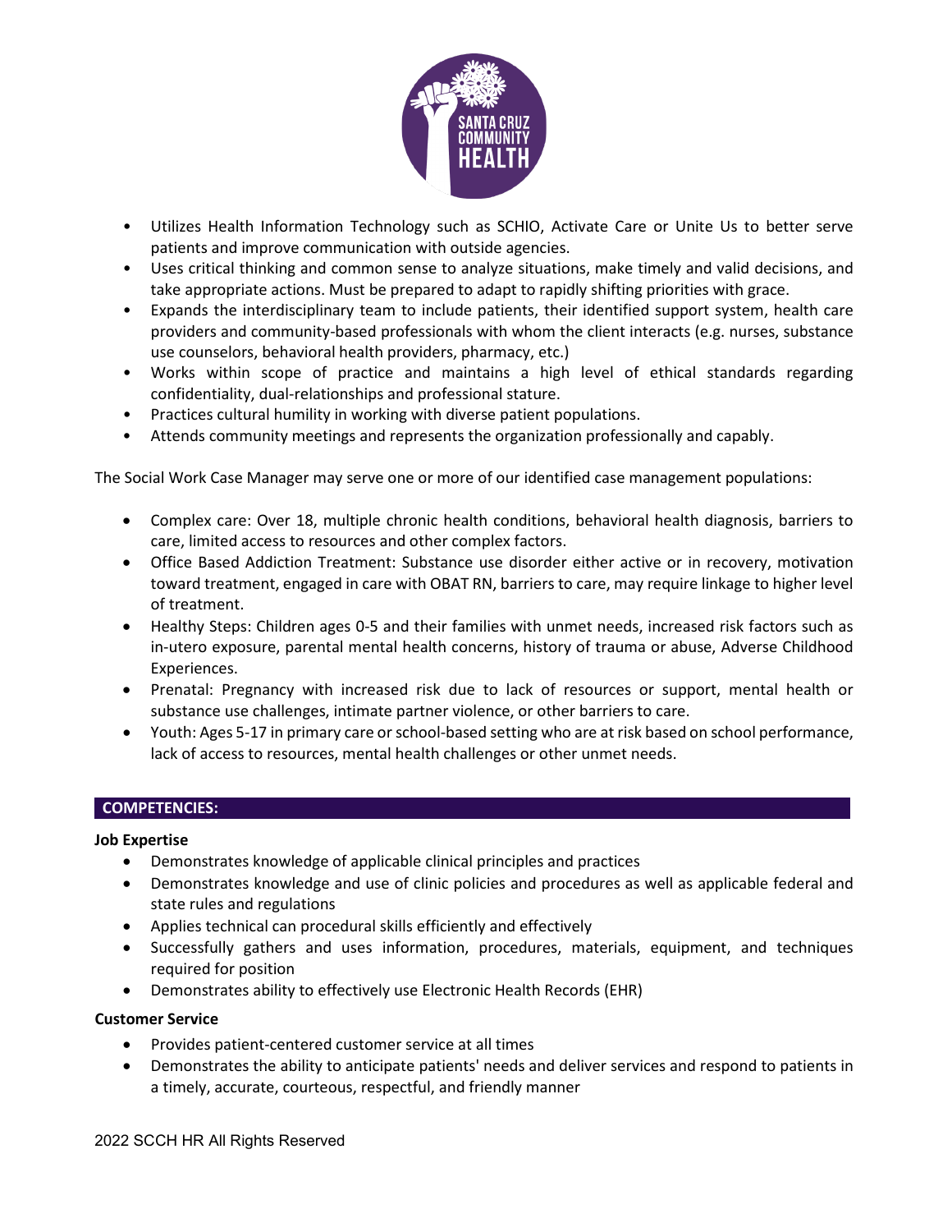- Utilizes Health Information Technology such as SCHIO, Activate Care or Unite Us to better serve patients and improve communication with outside agencies.
- Uses critical thinking and common sense to analyze situations, make timely and valid decisions, and take appropriate actions. Must be prepared to adapt to rapidly shifting priorities with grace.
- Expands the interdisciplinary team to include patients, their identified support system, health care providers and community-based professionals with whom the client interacts (e.g. nurses, substance use counselors, behavioral health providers, pharmacy, etc.)
- Works within scope of practice and maintains a high level of ethical standards regarding confidentiality, dual-relationships and professional stature.
- Practices cultural humility in working with diverse patient populations.
- Attends community meetings and represents the organization professionally and capably.

The Social Work Case Manager may serve one or more of our identified case management populations:

- Complex care: Over 18, multiple chronic health conditions, behavioral health diagnosis, barriers to care, limited access to resources and other complex factors.
- Office Based Addiction Treatment: Substance use disorder either active or in recovery, motivation toward treatment, engaged in care with OBAT RN, barriers to care, may require linkage to higher level of treatment.
- Healthy Steps: Children ages 0-5 and their families with unmet needs, increased risk factors such as in-utero exposure, parental mental health concerns, history of trauma or abuse, Adverse Childhood Experiences.
- Prenatal: Pregnancy with increased risk due to lack of resources or support, mental health or substance use challenges, intimate partner violence, or other barriers to care.
- Youth: Ages 5-17 in primary care or school-based setting who are at risk based on school performance, lack of access to resources, mental health challenges or other unmet needs.

## COMPETENCIES:

**Job Expertise**

- Demonstrates knowledge of applicable clinical principles and practices
- Demonstrates knowledge and use of clinic policies and procedures as well as applicable federal and state rules and regulations
- Applies technical can procedural skills efficiently and effectively
- Successfully gathers and uses information, procedures, materials, equipment, and techniques required for position
- Demonstrates ability to effectively use Electronic Health Records (EHR)

**Customer Service**

- Provides patient-centered customer service at all times
- Demonstrates the ability to anticipate patients' needs and deliver services and respond to patients in a timely, accurate, courteous, respectful, and friendly manner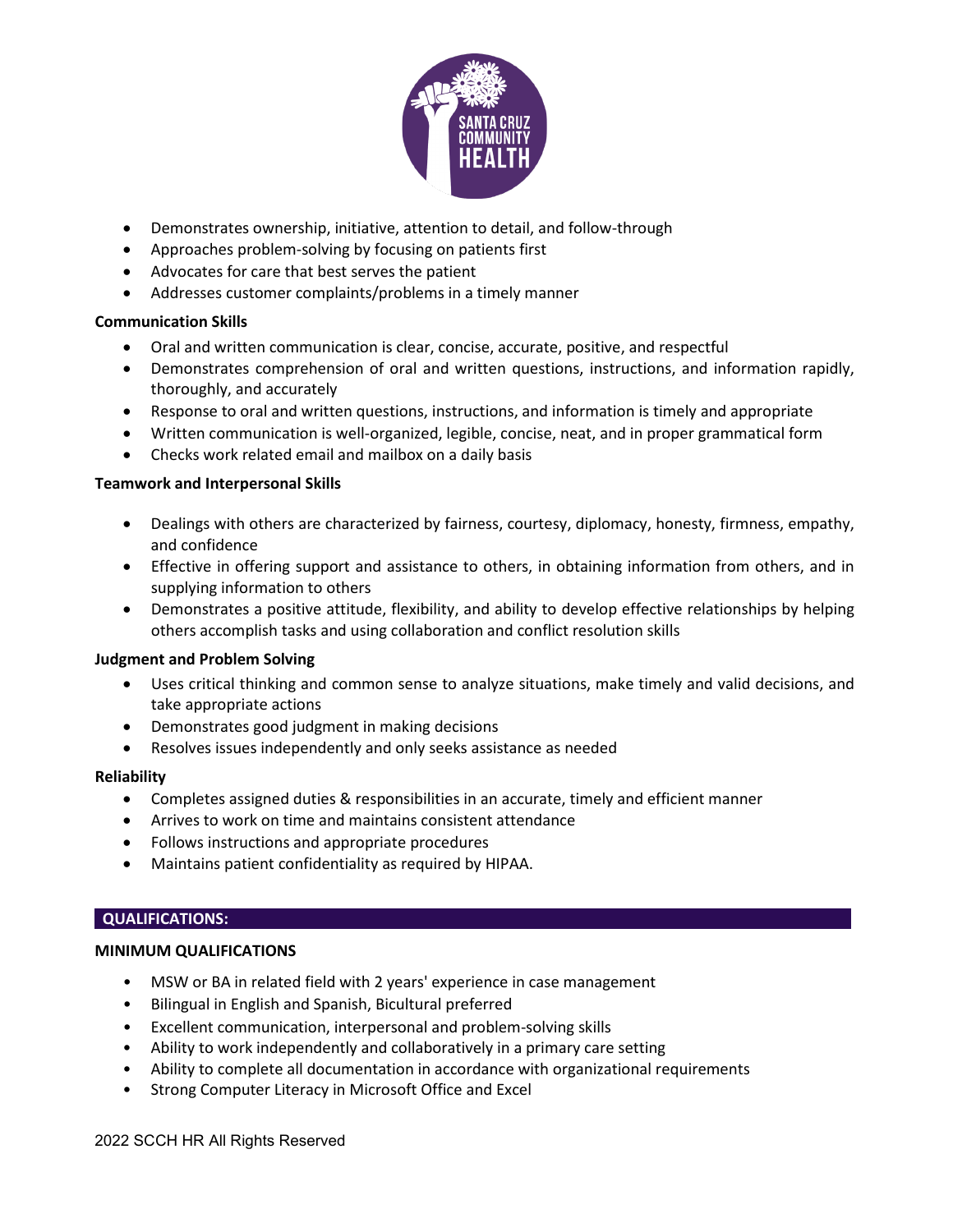- Demonstrates ownership, initiative, attention to detail, and follow-through
- Approaches problem-solving by focusing on patients first
- Advocates for care that best serves the patient
- Addresses customer complaints/problems in a timely manner

**Communication Skills**

- Oral and written communication is clear, concise, accurate, positive, and respectful
- Demonstrates comprehension of oral and written questions, instructions, and information rapidly, thoroughly, and accurately
- Response to oral and written questions, instructions, and information is timely and appropriate
- Written communication is well-organized, legible, concise, neat, and in proper grammatical form
- Checks work related email and mailbox on a daily basis

**Teamwork and Interpersonal Skills**

- Dealings with others are characterized by fairness, courtesy, diplomacy, honesty, firmness, empathy, and confidence
- Effective in offering support and assistance to others, in obtaining information from others, and in supplying information to others
- Demonstrates a positive attitude, flexibility, and ability to develop effective relationships by helping others accomplish tasks and using collaboration and conflict resolution skills

**Judgment and Problem Solving**

- Uses critical thinking and common sense to analyze situations, make timely and valid decisions, and take appropriate actions
- Demonstrates good judgment in making decisions
- Resolves issues independently and only seeks assistance as needed

**Reliability**

- Completes assigned duties & responsibilities in an accurate, timely and efficient manner
- Arrives to work on time and maintains consistent attendance
- Follows instructions and appropriate procedures
- Maintains patient confidentiality as required by HIPAA.

## QUALIFICATIONS:

**MINIMUM QUALIFICATIONS**

- MSW or BA in related field with 2 years' experience in case management
- Bilingual in English and Spanish, Bicultural preferred
- Excellent communication, interpersonal and problem-solving skills
- Ability to work independently and collaboratively in a primary care setting
- Ability to complete all documentation in accordance with organizational requirements
- Strong Computer Literacy in Microsoft Office and Excel

2022 SCCH HR All Rights Reserved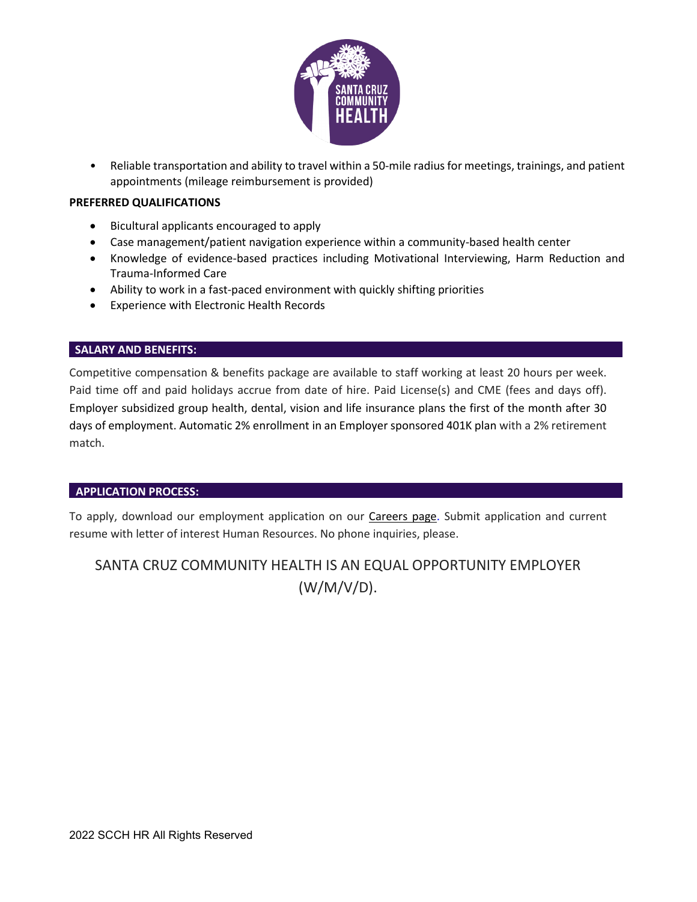- Reliable transportation and ability to travel within a 50-mile radius for meetings, trainings, and patient appointments (mileage reimbursement is provided)

**PREFERRED QUALIFICATIONS**

- Bicultural applicants encouraged to apply
- Case management/patient navigation experience within a community-based health center
- Knowledge of evidence-based practices including Motivational Interviewing, Harm Reduction and Trauma-Informed Care
- Ability to work in a fast-paced environment with quickly shifting priorities
- Experience with Electronic Health Records

## SALARY AND BENEFITS:

Competitive compensation & benefits package are available to staff working at least 20 hours per week. Paid time off and paid holidays accrue from date of hire. Paid License(s) and CME (fees and days off). Employer subsidized group health, dental, vision and life insurance plans the first of the month after 30 days of employment. Automatic 2% enrollment in an Employer sponsored 401K plan with a 2% retirement match.

## APPLICATION PROCESS:

To apply, download our employment application on our Careers page. Submit application and current resume with letter of interest Human Resources. No phone inquiries, please.

SANTA CRUZ COMMUNITY HEALTH IS AN EQUAL OPPORTUNITY EMPLOYER (W/M/V/D).

2022 SCCH HR All Rights Reserved